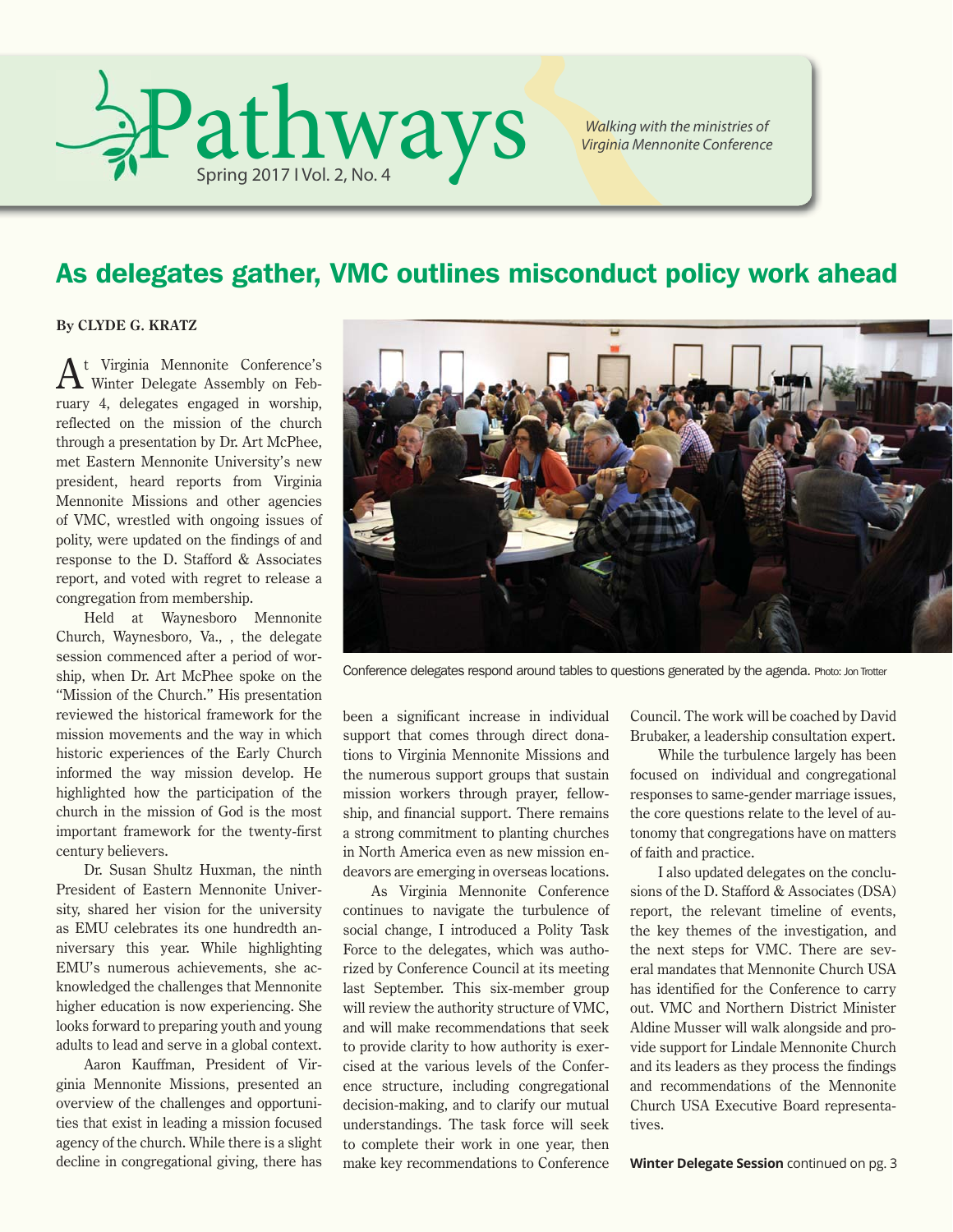᾽Pathways

Spring 2017 I Vol. 2, No. 4

*Walking with the ministries of Virginia Mennonite Conference*

# As delegates gather, VMC outlines misconduct policy work ahead

**By CLYDE G. KRATZ**

At Virginia Mennonite Conference's Winter Delegate Assembly on February 4, delegates engaged in worship, reflected on the mission of the church through a presentation by Dr. Art McPhee, met Eastern Mennonite University's new president, heard reports from Virginia Mennonite Missions and other agencies of VMC, wrestled with ongoing issues of polity, were updated on the findings of and response to the D. Stafford & Associates report, and voted with regret to release a congregation from membership.

Held at Waynesboro Mennonite Church, Waynesboro, Va., , the delegate session commenced after a period of worship, when Dr. Art McPhee spoke on the "Mission of the Church." His presentation reviewed the historical framework for the mission movements and the way in which historic experiences of the Early Church informed the way mission develop. He highlighted how the participation of the church in the mission of God is the most important framework for the twenty-first century believers.

Dr. Susan Shultz Huxman, the ninth President of Eastern Mennonite University, shared her vision for the university as EMU celebrates its one hundredth anniversary this year. While highlighting EMU's numerous achievements, she acknowledged the challenges that Mennonite higher education is now experiencing. She looks forward to preparing youth and young adults to lead and serve in a global context.

Aaron Kauffman, President of Virginia Mennonite Missions, presented an overview of the challenges and opportunities that exist in leading a mission focused agency of the church. While there is a slight decline in congregational giving, there has been a significant increase in individual support that comes through direct donations to Virginia Mennonite Missions and the numerous support groups that sustain mission workers through prayer, fellowship, and financial support. There remains a strong commitment to planting churches in North America even as new mission endeavors are emerging in overseas locations.

As Virginia Mennonite Conference continues to navigate the turbulence of social change, I introduced a Polity Task Force to the delegates, which was authorized by Conference Council at its meeting last September. This six-member group will review the authority structure of VMC, and will make recommendations that seek to provide clarity to how authority is exercised at the various levels of the Conference structure, including congregational decision-making, and to clarify our mutual understandings. The task force will seek to complete their work in one year, then make key recommendations to Conference Council. The work will be coached by David Brubaker, a leadership consultation expert.

While the turbulence largely has been focused on individual and congregational responses to same-gender marriage issues, the core questions relate to the level of autonomy that congregations have on matters of faith and practice.

I also updated delegates on the conclusions of the D. Stafford & Associates (DSA) report, the relevant timeline of events, the key themes of the investigation, and the next steps for VMC. There are several mandates that Mennonite Church USA has identified for the Conference to carry out. VMC and Northern District Minister Aldine Musser will walk alongside and provide support for Lindale Mennonite Church and its leaders as they process the findings and recommendations of the Mennonite Church USA Executive Board representatives.

Conference delegates respond around tables to questions generated by the agenda. Photo: Jon Trotter

**Winter Delegate Session** continued on pg. 3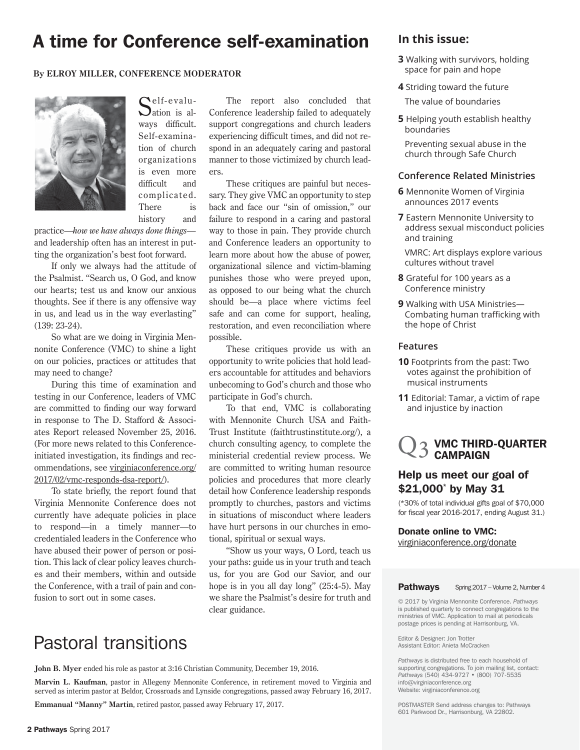# A time for Conference self-examination

**By ELROY MILLER, CONFERENCE MODERATOR**

Self-evaluation is always difficult. Self-examination of church organizations is even more difficult and complicated. There is history and practice—*how we have always done things*—and leadership often has an interest in putting the organization's best foot forward.

If only we always had the attitude of the Psalmist. "Search us, O God, and know our hearts; test us and know our anxious thoughts. See if there is any offensive way in us, and lead us in the way everlasting" (139: 23-24).

So what are we doing in Virginia Mennonite Conference (VMC) to shine a light on our policies, practices or attitudes that may need to change?

During this time of examination and testing in our Conference, leaders of VMC are committed to finding our way forward in response to The D. Stafford & Associates Report released November 25, 2016. (For more news related to this Conference-initiated investigation, its findings and recommendations, see virginiaconference.org/2017/02/vmc-responds-dsa-report/).

To state briefly, the report found that Virginia Mennonite Conference does not currently have adequate policies in place to respond—in a timely manner—to credentialed leaders in the Conference who have abused their power of person or position. This lack of clear policy leaves churches and their members, within and outside the Conference, with a trail of pain and confusion to sort out in some cases.

The report also concluded that Conference leadership failed to adequately support congregations and church leaders experiencing difficult times, and did not respond in an adequately caring and pastoral manner to those victimized by church leaders.

These critiques are painful but necessary. They give VMC an opportunity to step back and face our "sin of omission," our failure to respond in a caring and pastoral way to those in pain. They provide church and Conference leaders an opportunity to learn more about how the abuse of power, organizational silence and victim-blaming punishes those who were preyed upon, as opposed to our being what the church should be—a place where victims feel safe and can come for support, healing, restoration, and even reconciliation where possible.

These critiques provide us with an opportunity to write policies that hold leaders accountable for attitudes and behaviors unbecoming to God's church and those who participate in God's church.

To that end, VMC is collaborating with Mennonite Church USA and FaithTrust Institute (faithtrustinstitute.org/), a church consulting agency, to complete the ministerial credential review process. We are committed to writing human resource policies and procedures that more clearly detail how Conference leadership responds promptly to churches, pastors and victims in situations of misconduct where leaders have hurt persons in our churches in emotional, spiritual or sexual ways.

"Show us your ways, O Lord, teach us your paths: guide us in your truth and teach us, for you are God our Savior, and our hope is in you all day long" (25:4-5). May we share the Psalmist's desire for truth and clear guidance.

# Pastoral transitions

**John B. Myer** ended his role as pastor at 3:16 Christian Community, December 19, 2016.

**Marvin L. Kaufman**, pastor in Allegeny Mennonite Conference, in retirement moved to Virginia and served as interim pastor at Beldor, Crossroads and Lynside congregations, passed away February 16, 2017.

**Emmanual "Manny" Martin**, retired pastor, passed away February 17, 2017.

## In this issue:

- **3** Walking with survivors, holding space for pain and hope
- **4** Striding toward the future
  The value of boundaries
- **5** Helping youth establish healthy boundaries
  Preventing sexual abuse in the church through Safe Church

### Conference Related Ministries

- **6** Mennonite Women of Virginia announces 2017 events
- **7** Eastern Mennonite University to address sexual misconduct policies and training
  VMRC: Art displays explore various cultures without travel
- **8** Grateful for 100 years as a Conference ministry
- **9** Walking with USA Ministries—Combating human trafficking with the hope of Christ

### Features

- **10** Footprints from the past: Two votes against the prohibition of musical instruments
- **11** Editorial: Tamar, a victim of rape and injustice by inaction

## Q3 VMC THIRD-QUARTER CAMPAIGN

### Help us meet our goal of $21,000* by May 31

(*30% of total individual gifts goal of $70,000 for fiscal year 2016-2017, ending August 31.)

**Donate online to VMC:**
virginiaconference.org/donate

**Pathways** Spring 2017 – Volume 2, Number 4

© 2017 by Virginia Mennonite Conference. *Pathways* is published quarterly to connect congregations to the ministries of VMC. Application to mail at periodicals postage prices is pending at Harrisonburg, VA.

Editor & Designer: Jon Trotter
Assistant Editor: Anieta McCracken

*Pathways* is distributed free to each household of supporting congregations. To join mailing list, contact: *Pathways* (540) 434-9727 • (800) 707-5535
info@virginiaconference.org
Website: virginiaconference.org

POSTMASTER Send address changes to: Pathways 601 Parkwood Dr., Harrisonburg, VA 22802.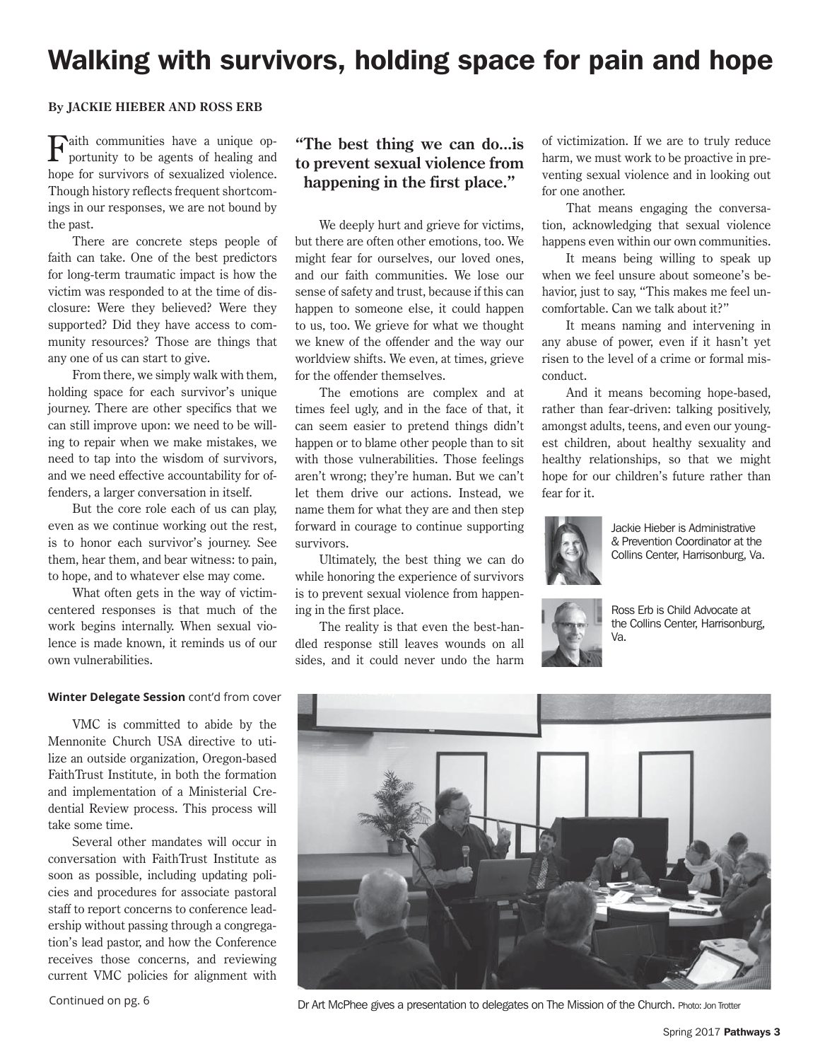# Walking with survivors, holding space for pain and hope

**By JACKIE HIEBER AND ROSS ERB**

Faith communities have a unique opportunity to be agents of healing and hope for survivors of sexualized violence. Though history reflects frequent shortcomings in our responses, we are not bound by the past.

There are concrete steps people of faith can take. One of the best predictors for long-term traumatic impact is how the victim was responded to at the time of disclosure: Were they believed? Were they supported? Did they have access to community resources? Those are things that any one of us can start to give.

From there, we simply walk with them, holding space for each survivor's unique journey. There are other specifics that we can still improve upon: we need to be willing to repair when we make mistakes, we need to tap into the wisdom of survivors, and we need effective accountability for offenders, a larger conversation in itself.

But the core role each of us can play, even as we continue working out the rest, is to honor each survivor's journey. See them, hear them, and bear witness: to pain, to hope, and to whatever else may come.

What often gets in the way of victim-centered responses is that much of the work begins internally. When sexual violence is made known, it reminds us of our own vulnerabilities.

> **"The best thing we can do...is to prevent sexual violence from happening in the first place."**

We deeply hurt and grieve for victims, but there are often other emotions, too. We might fear for ourselves, our loved ones, and our faith communities. We lose our sense of safety and trust, because if this can happen to someone else, it could happen to us, too. We grieve for what we thought we knew of the offender and the way our worldview shifts. We even, at times, grieve for the offender themselves.

The emotions are complex and at times feel ugly, and in the face of that, it can seem easier to pretend things didn't happen or to blame other people than to sit with those vulnerabilities. Those feelings aren't wrong; they're human. But we can't let them drive our actions. Instead, we name them for what they are and then step forward in courage to continue supporting survivors.

Ultimately, the best thing we can do while honoring the experience of survivors is to prevent sexual violence from happening in the first place.

The reality is that even the best-handled response still leaves wounds on all sides, and it could never undo the harm of victimization. If we are to truly reduce harm, we must work to be proactive in preventing sexual violence and in looking out for one another.

That means engaging the conversation, acknowledging that sexual violence happens even within our own communities.

It means being willing to speak up when we feel unsure about someone's behavior, just to say, "This makes me feel uncomfortable. Can we talk about it?"

It means naming and intervening in any abuse of power, even if it hasn't yet risen to the level of a crime or formal misconduct.

And it means becoming hope-based, rather than fear-driven: talking positively, amongst adults, teens, and even our youngest children, about healthy sexuality and healthy relationships, so that we might hope for our children's future rather than fear for it.

Jackie Hieber is Administrative & Prevention Coordinator at the Collins Center, Harrisonburg, Va.

Ross Erb is Child Advocate at the Collins Center, Harrisonburg, Va.

---

**Winter Delegate Session** cont'd from cover

VMC is committed to abide by the Mennonite Church USA directive to utilize an outside organization, Oregon-based FaithTrust Institute, in both the formation and implementation of a Ministerial Credential Review process. This process will take some time.

Several other mandates will occur in conversation with FaithTrust Institute as soon as possible, including updating policies and procedures for associate pastoral staff to report concerns to conference leadership without passing through a congregation's lead pastor, and how the Conference receives those concerns, and reviewing current VMC policies for alignment with

Continued on pg. 6

Dr Art McPhee gives a presentation to delegates on The Mission of the Church. Photo: Jon Trotter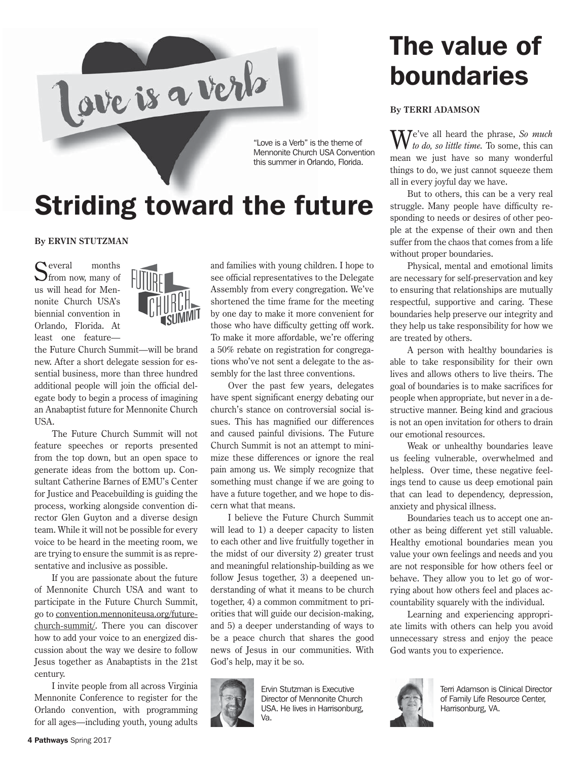"Love is a Verb" is the theme of Mennonite Church USA Convention this summer in Orlando, Florida.

# Striding toward the future

**By ERVIN STUTZMAN**

Several months from now, many of us will head for Mennonite Church USA's biennial convention in Orlando, Florida. At least one feature—the Future Church Summit—will be brand new. After a short delegate session for essential business, more than three hundred additional people will join the official delegate body to begin a process of imagining an Anabaptist future for Mennonite Church USA.

The Future Church Summit will not feature speeches or reports presented from the top down, but an open space to generate ideas from the bottom up. Consultant Catherine Barnes of EMU's Center for Justice and Peacebuilding is guiding the process, working alongside convention director Glen Guyton and a diverse design team. While it will not be possible for every voice to be heard in the meeting room, we are trying to ensure the summit is as representative and inclusive as possible.

If you are passionate about the future of Mennonite Church USA and want to participate in the Future Church Summit, go to convention.mennoniteusa.org/future-church-summit/. There you can discover how to add your voice to an energized discussion about the way we desire to follow Jesus together as Anabaptists in the 21st century.

I invite people from all across Virginia Mennonite Conference to register for the Orlando convention, with programming for all ages—including youth, young adults and families with young children. I hope to see official representatives to the Delegate Assembly from every congregation. We've shortened the time frame for the meeting by one day to make it more convenient for those who have difficulty getting off work. To make it more affordable, we're offering a 50% rebate on registration for congregations who've not sent a delegate to the assembly for the last three conventions.

Over the past few years, delegates have spent significant energy debating our church's stance on controversial social issues. This has magnified our differences and caused painful divisions. The Future Church Summit is not an attempt to minimize these differences or ignore the real pain among us. We simply recognize that something must change if we are going to have a future together, and we hope to discern what that means.

I believe the Future Church Summit will lead to 1) a deeper capacity to listen to each other and live fruitfully together in the midst of our diversity 2) greater trust and meaningful relationship-building as we follow Jesus together, 3) a deepened understanding of what it means to be church together, 4) a common commitment to priorities that will guide our decision-making, and 5) a deeper understanding of ways to be a peace church that shares the good news of Jesus in our communities. With God's help, may it be so.

Ervin Stutzman is Executive Director of Mennonite Church USA. He lives in Harrisonburg, Va.

# The value of boundaries

**By TERRI ADAMSON**

We've all heard the phrase, *So much to do, so little time.* To some, this can mean we just have so many wonderful things to do, we just cannot squeeze them all in every joyful day we have.

But to others, this can be a very real struggle. Many people have difficulty responding to needs or desires of other people at the expense of their own and then suffer from the chaos that comes from a life without proper boundaries.

Physical, mental and emotional limits are necessary for self-preservation and key to ensuring that relationships are mutually respectful, supportive and caring. These boundaries help preserve our integrity and they help us take responsibility for how we are treated by others.

A person with healthy boundaries is able to take responsibility for their own lives and allows others to live theirs. The goal of boundaries is to make sacrifices for people when appropriate, but never in a destructive manner. Being kind and gracious is not an open invitation for others to drain our emotional resources.

Weak or unhealthy boundaries leave us feeling vulnerable, overwhelmed and helpless. Over time, these negative feelings tend to cause us deep emotional pain that can lead to dependency, depression, anxiety and physical illness.

Boundaries teach us to accept one another as being different yet still valuable. Healthy emotional boundaries mean you value your own feelings and needs and you are not responsible for how others feel or behave. They allow you to let go of worrying about how others feel and places accountability squarely with the individual.

Learning and experiencing appropriate limits with others can help you avoid unnecessary stress and enjoy the peace God wants you to experience.

Terri Adamson is Clinical Director of Family Life Resource Center, Harrisonburg, VA.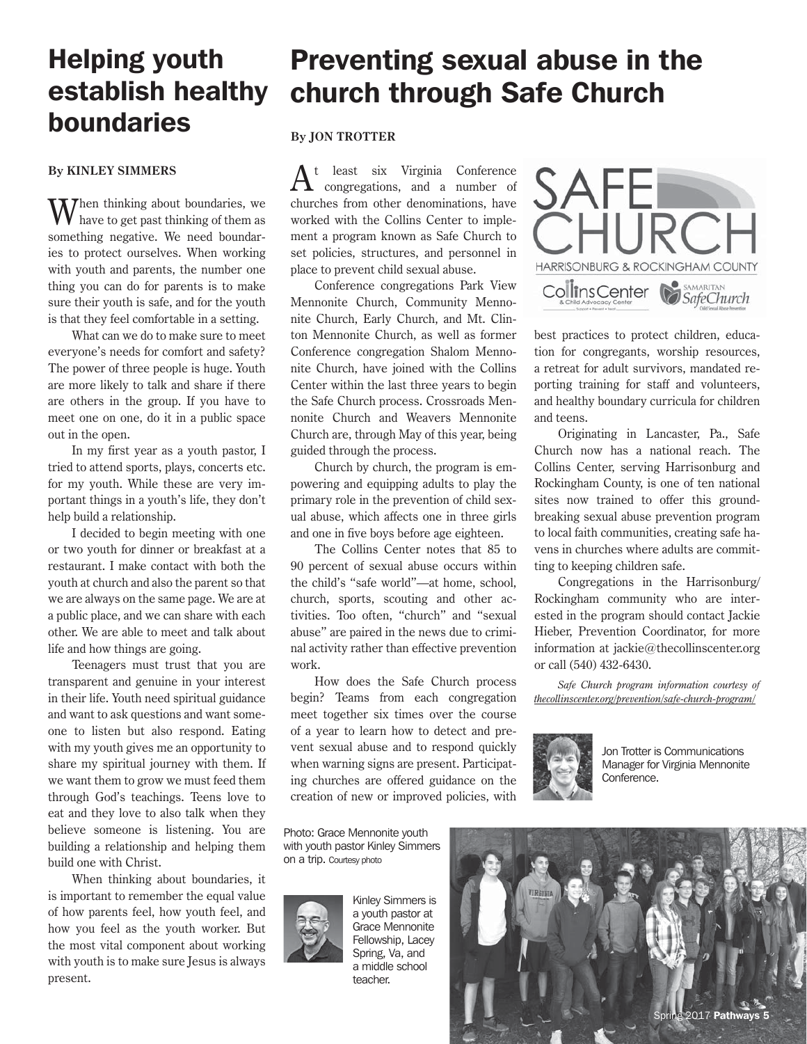# Helping youth establish healthy boundaries

**By KINLEY SIMMERS**

When thinking about boundaries, we have to get past thinking of them as something negative. We need boundaries to protect ourselves. When working with youth and parents, the number one thing you can do for parents is to make sure their youth is safe, and for the youth is that they feel comfortable in a setting.

What can we do to make sure to meet everyone's needs for comfort and safety? The power of three people is huge. Youth are more likely to talk and share if there are others in the group. If you have to meet one on one, do it in a public space out in the open.

In my first year as a youth pastor, I tried to attend sports, plays, concerts etc. for my youth. While these are very important things in a youth's life, they don't help build a relationship.

I decided to begin meeting with one or two youth for dinner or breakfast at a restaurant. I make contact with both the youth at church and also the parent so that we are always on the same page. We are at a public place, and we can share with each other. We are able to meet and talk about life and how things are going.

Teenagers must trust that you are transparent and genuine in your interest in their life. Youth need spiritual guidance and want to ask questions and want someone to listen but also respond. Eating with my youth gives me an opportunity to share my spiritual journey with them. If we want them to grow we must feed them through God's teachings. Teens love to eat and they love to also talk when they believe someone is listening. You are building a relationship and helping them build one with Christ.

When thinking about boundaries, it is important to remember the equal value of how parents feel, how youth feel, and how you feel as the youth worker. But the most vital component about working with youth is to make sure Jesus is always present.

Kinley Simmers is a youth pastor at Grace Mennonite Fellowship, Lacey Spring, Va, and a middle school teacher.

Photo: Grace Mennonite youth with youth pastor Kinley Simmers on a trip. Courtesy photo

# Preventing sexual abuse in the church through Safe Church

**By JON TROTTER**

At least six Virginia Conference congregations, and a number of churches from other denominations, have worked with the Collins Center to implement a program known as Safe Church to set policies, structures, and personnel in place to prevent child sexual abuse.

Conference congregations Park View Mennonite Church, Community Mennonite Church, Early Church, and Mt. Clinton Mennonite Church, as well as former Conference congregation Shalom Mennonite Church, have joined with the Collins Center within the last three years to begin the Safe Church process. Crossroads Mennonite Church and Weavers Mennonite Church are, through May of this year, being guided through the process.

Church by church, the program is empowering and equipping adults to play the primary role in the prevention of child sexual abuse, which affects one in three girls and one in five boys before age eighteen.

The Collins Center notes that 85 to 90 percent of sexual abuse occurs within the child's "safe world"—at home, school, church, sports, scouting and other activities. Too often, "church" and "sexual abuse" are paired in the news due to criminal activity rather than effective prevention work.

How does the Safe Church process begin? Teams from each congregation meet together six times over the course of a year to learn how to detect and prevent sexual abuse and to respond quickly when warning signs are present. Participating churches are offered guidance on the creation of new or improved policies, with best practices to protect children, education for congregants, worship resources, a retreat for adult survivors, mandated reporting training for staff and volunteers, and healthy boundary curricula for children and teens.

SAFE CHURCH
HARRISONBURG & ROCKINGHAM COUNTY
Collins Center & Child Advocacy Center
Samaritan SafeChurch

Originating in Lancaster, Pa., Safe Church now has a national reach. The Collins Center, serving Harrisonburg and Rockingham County, is one of ten national sites now trained to offer this groundbreaking sexual abuse prevention program to local faith communities, creating safe havens in churches where adults are committing to keeping children safe.

Congregations in the Harrisonburg/Rockingham community who are interested in the program should contact Jackie Hieber, Prevention Coordinator, for more information at jackie@thecollinscenter.org or call (540) 432-6430.

*Safe Church program information courtesy of thecollinscenter.org/prevention/safe-church-program/*

Jon Trotter is Communications Manager for Virginia Mennonite Conference.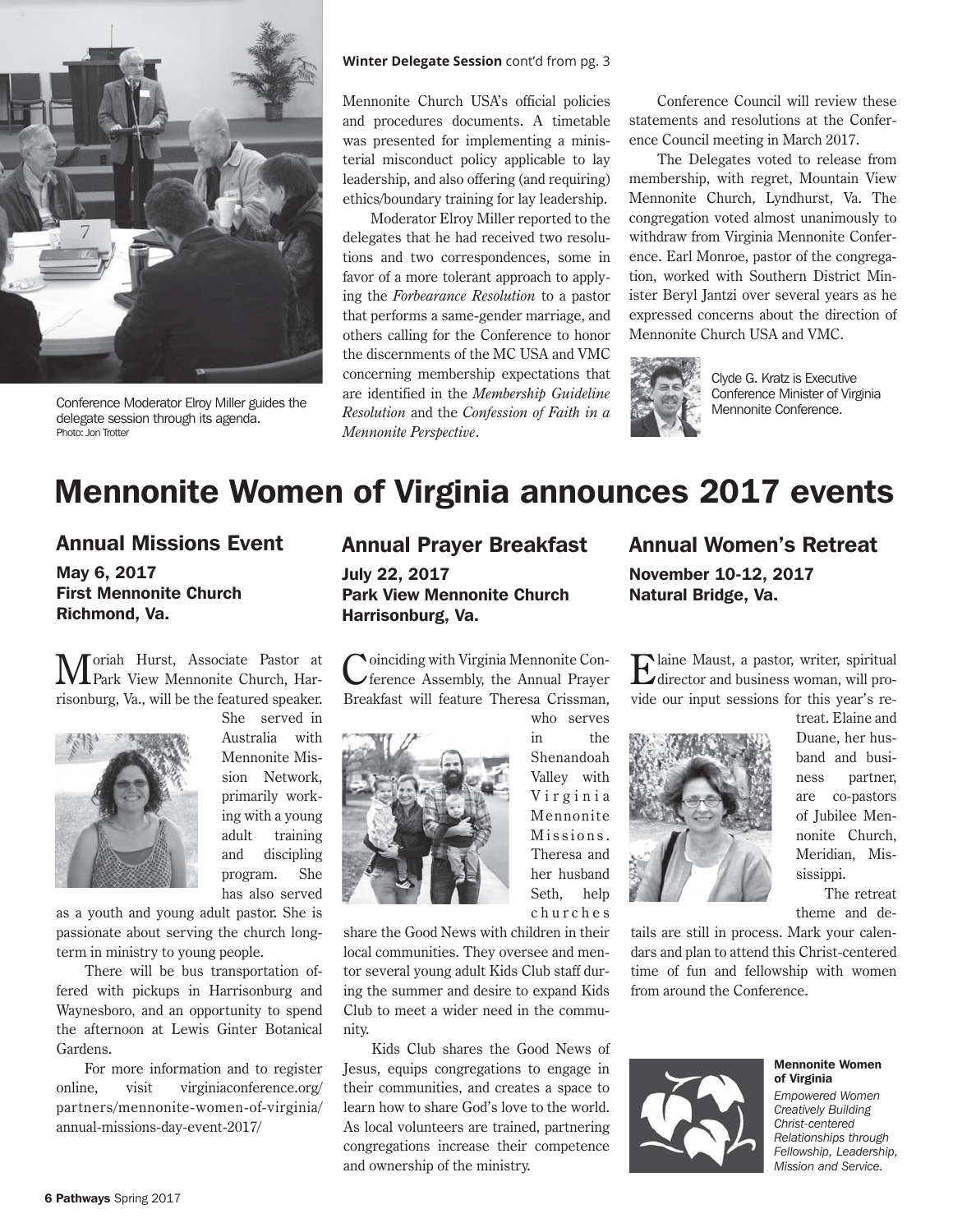Conference Moderator Elroy Miller guides the delegate session through its agenda.
Photo: Jon Trotter

**Winter Delegate Session** cont'd from pg. 3

Mennonite Church USA's official policies and procedures documents. A timetable was presented for implementing a ministerial misconduct policy applicable to lay leadership, and also offering (and requiring) ethics/boundary training for lay leadership.

Moderator Elroy Miller reported to the delegates that he had received two resolutions and two correspondences, some in favor of a more tolerant approach to applying the *Forbearance Resolution* to a pastor that performs a same-gender marriage, and others calling for the Conference to honor the discernments of the MC USA and VMC concerning membership expectations that are identified in the *Membership Guideline Resolution* and the *Confession of Faith in a Mennonite Perspective*.

Conference Council will review these statements and resolutions at the Conference Council meeting in March 2017.

The Delegates voted to release from membership, with regret, Mountain View Mennonite Church, Lyndhurst, Va. The congregation voted almost unanimously to withdraw from Virginia Mennonite Conference. Earl Monroe, pastor of the congregation, worked with Southern District Minister Beryl Jantzi over several years as he expressed concerns about the direction of Mennonite Church USA and VMC.

Clyde G. Kratz is Executive Conference Minister of Virginia Mennonite Conference.

# Mennonite Women of Virginia announces 2017 events

## Annual Missions Event

**May 6, 2017**
**First Mennonite Church**
**Richmond, Va.**

Moriah Hurst, Associate Pastor at Park View Mennonite Church, Harrisonburg, Va., will be the featured speaker. She served in Australia with Mennonite Mission Network, primarily working with a young adult training and discipling program. She has also served as a youth and young adult pastor. She is passionate about serving the church long-term in ministry to young people.

There will be bus transportation offered with pickups in Harrisonburg and Waynesboro, and an opportunity to spend the afternoon at Lewis Ginter Botanical Gardens.

For more information and to register online, visit virginiaconference.org/partners/mennonite-women-of-virginia/annual-missions-day-event-2017/

## Annual Prayer Breakfast

**July 22, 2017**
**Park View Mennonite Church**
**Harrisonburg, Va.**

Coinciding with Virginia Mennonite Conference Assembly, the Annual Prayer Breakfast will feature Theresa Crissman, who serves in the Shenandoah Valley with Virginia Mennonite Missions. Theresa and her husband Seth, help churches share the Good News with children in their local communities. They oversee and mentor several young adult Kids Club staff during the summer and desire to expand Kids Club to meet a wider need in the community.

Kids Club shares the Good News of Jesus, equips congregations to engage in their communities, and creates a space to learn how to share God's love to the world. As local volunteers are trained, partnering congregations increase their competence and ownership of the ministry.

## Annual Women's Retreat

**November 10-12, 2017**
**Natural Bridge, Va.**

Elaine Maust, a pastor, writer, spiritual director and business woman, will provide our input sessions for this year's retreat. Elaine and Duane, her husband and business partner, are co-pastors of Jubilee Mennonite Church, Meridian, Mississippi.

The retreat theme and details are still in process. Mark your calendars and plan to attend this Christ-centered time of fun and fellowship with women from around the Conference.

**Mennonite Women of Virginia**
*Empowered Women Creatively Building Christ-centered Relationships through Fellowship, Leadership, Mission and Service.*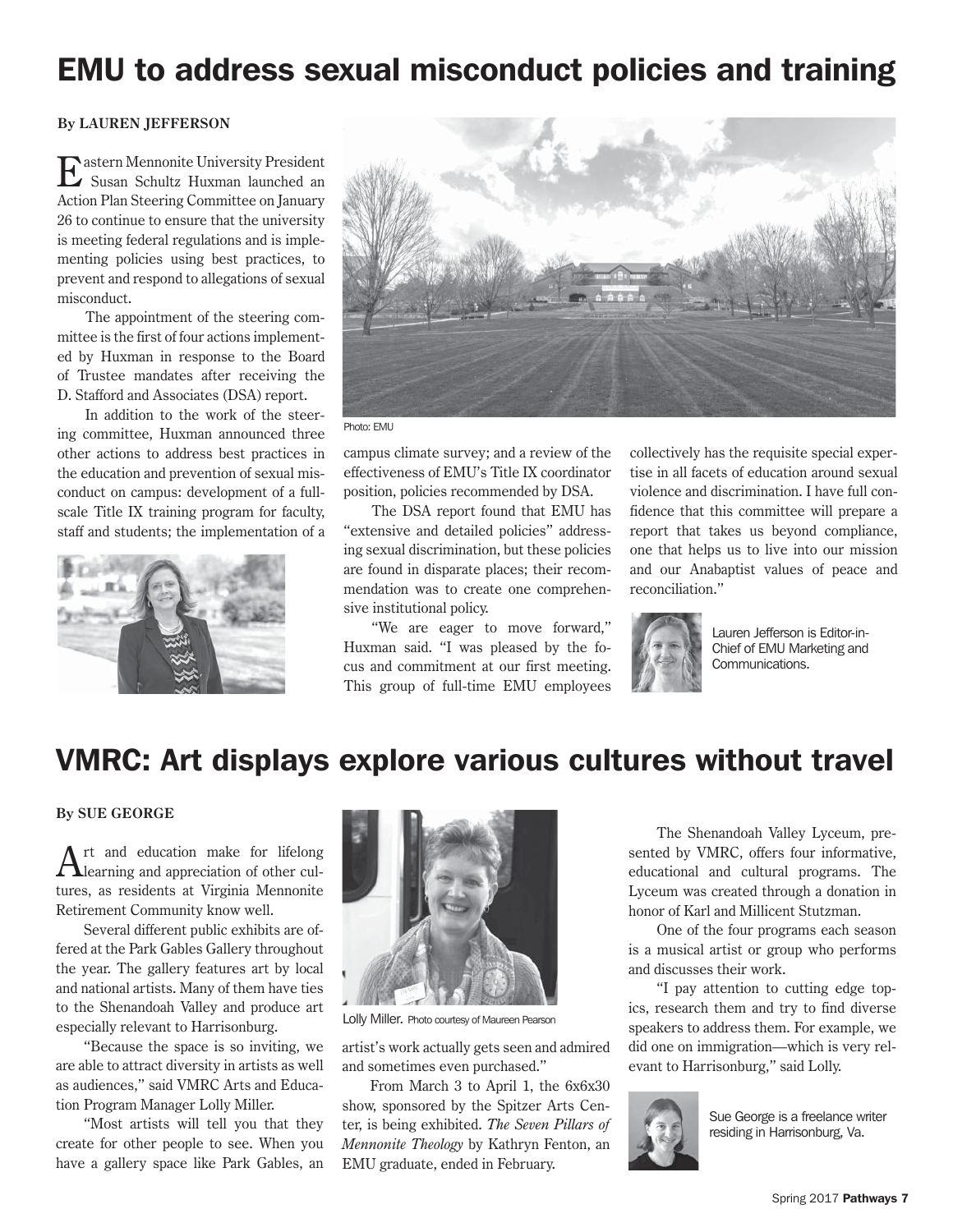# EMU to address sexual misconduct policies and training

**By LAUREN JEFFERSON**

Eastern Mennonite University President Susan Schultz Huxman launched an Action Plan Steering Committee on January 26 to continue to ensure that the university is meeting federal regulations and is implementing policies using best practices, to prevent and respond to allegations of sexual misconduct.

The appointment of the steering committee is the first of four actions implemented by Huxman in response to the Board of Trustee mandates after receiving the D. Stafford and Associates (DSA) report.

In addition to the work of the steering committee, Huxman announced three other actions to address best practices in the education and prevention of sexual misconduct on campus: development of a full-scale Title IX training program for faculty, staff and students; the implementation of a campus climate survey; and a review of the effectiveness of EMU's Title IX coordinator position, policies recommended by DSA.

Photo: EMU

The DSA report found that EMU has "extensive and detailed policies" addressing sexual discrimination, but these policies are found in disparate places; their recommendation was to create one comprehensive institutional policy.

"We are eager to move forward," Huxman said. "I was pleased by the focus and commitment at our first meeting. This group of full-time EMU employees collectively has the requisite special expertise in all facets of education around sexual violence and discrimination. I have full confidence that this committee will prepare a report that takes us beyond compliance, one that helps us to live into our mission and our Anabaptist values of peace and reconciliation."

Lauren Jefferson is Editor-in-Chief of EMU Marketing and Communications.

# VMRC: Art displays explore various cultures without travel

**By SUE GEORGE**

Art and education make for lifelong learning and appreciation of other cultures, as residents at Virginia Mennonite Retirement Community know well.

Several different public exhibits are offered at the Park Gables Gallery throughout the year. The gallery features art by local and national artists. Many of them have ties to the Shenandoah Valley and produce art especially relevant to Harrisonburg.

"Because the space is so inviting, we are able to attract diversity in artists as well as audiences," said VMRC Arts and Education Program Manager Lolly Miller.

"Most artists will tell you that they create for other people to see. When you have a gallery space like Park Gables, an artist's work actually gets seen and admired and sometimes even purchased."

Lolly Miller. Photo courtesy of Maureen Pearson

From March 3 to April 1, the 6x6x30 show, sponsored by the Spitzer Arts Center, is being exhibited. *The Seven Pillars of Mennonite Theology* by Kathryn Fenton, an EMU graduate, ended in February.

The Shenandoah Valley Lyceum, presented by VMRC, offers four informative, educational and cultural programs. The Lyceum was created through a donation in honor of Karl and Millicent Stutzman.

One of the four programs each season is a musical artist or group who performs and discusses their work.

"I pay attention to cutting edge topics, research them and try to find diverse speakers to address them. For example, we did one on immigration—which is very relevant to Harrisonburg," said Lolly.

Sue George is a freelance writer residing in Harrisonburg, Va.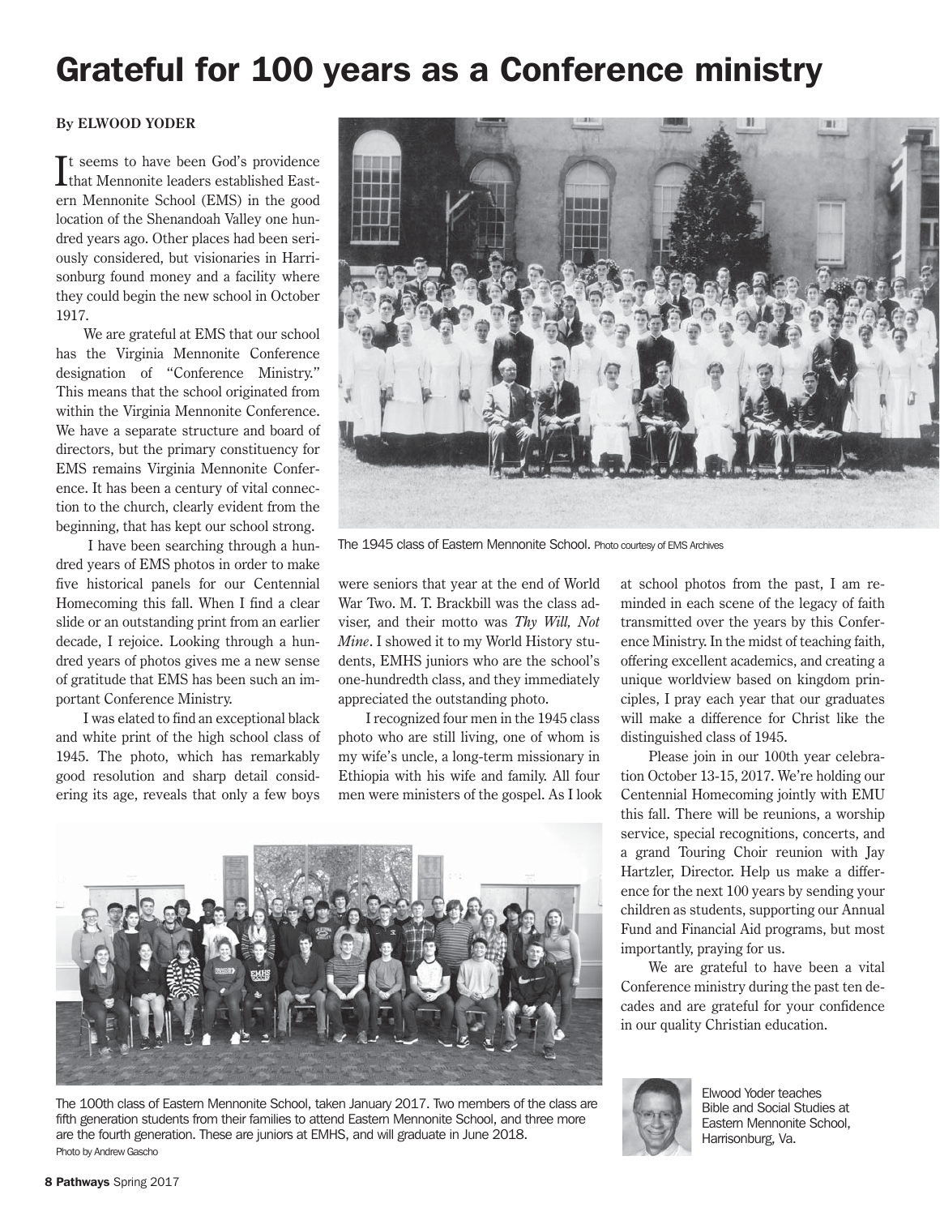# Grateful for 100 years as a Conference ministry

**By ELWOOD YODER**

It seems to have been God's providence that Mennonite leaders established Eastern Mennonite School (EMS) in the good location of the Shenandoah Valley one hundred years ago. Other places had been seriously considered, but visionaries in Harrisonburg found money and a facility where they could begin the new school in October 1917.

We are grateful at EMS that our school has the Virginia Mennonite Conference designation of "Conference Ministry." This means that the school originated from within the Virginia Mennonite Conference. We have a separate structure and board of directors, but the primary constituency for EMS remains Virginia Mennonite Conference. It has been a century of vital connection to the church, clearly evident from the beginning, that has kept our school strong.

I have been searching through a hundred years of EMS photos in order to make five historical panels for our Centennial Homecoming this fall. When I find a clear slide or an outstanding print from an earlier decade, I rejoice. Looking through a hundred years of photos gives me a new sense of gratitude that EMS has been such an important Conference Ministry.

I was elated to find an exceptional black and white print of the high school class of 1945. The photo, which has remarkably good resolution and sharp detail considering its age, reveals that only a few boys were seniors that year at the end of World War Two. M. T. Brackbill was the class adviser, and their motto was *Thy Will, Not Mine*. I showed it to my World History students, EMHS juniors who are the school's one-hundredth class, and they immediately appreciated the outstanding photo.

The 1945 class of Eastern Mennonite School. Photo courtesy of EMS Archives

I recognized four men in the 1945 class photo who are still living, one of whom is my wife's uncle, a long-term missionary in Ethiopia with his wife and family. All four men were ministers of the gospel. As I look at school photos from the past, I am reminded in each scene of the legacy of faith transmitted over the years by this Conference Ministry. In the midst of teaching faith, offering excellent academics, and creating a unique worldview based on kingdom principles, I pray each year that our graduates will make a difference for Christ like the distinguished class of 1945.

Please join in our 100th year celebration October 13-15, 2017. We're holding our Centennial Homecoming jointly with EMU this fall. There will be reunions, a worship service, special recognitions, concerts, and a grand Touring Choir reunion with Jay Hartzler, Director. Help us make a difference for the next 100 years by sending your children as students, supporting our Annual Fund and Financial Aid programs, but most importantly, praying for us.

We are grateful to have been a vital Conference ministry during the past ten decades and are grateful for your confidence in our quality Christian education.

The 100th class of Eastern Mennonite School, taken January 2017. Two members of the class are fifth generation students from their families to attend Eastern Mennonite School, and three more are the fourth generation. These are juniors at EMHS, and will graduate in June 2018.
Photo by Andrew Gascho

Elwood Yoder teaches Bible and Social Studies at Eastern Mennonite School, Harrisonburg, Va.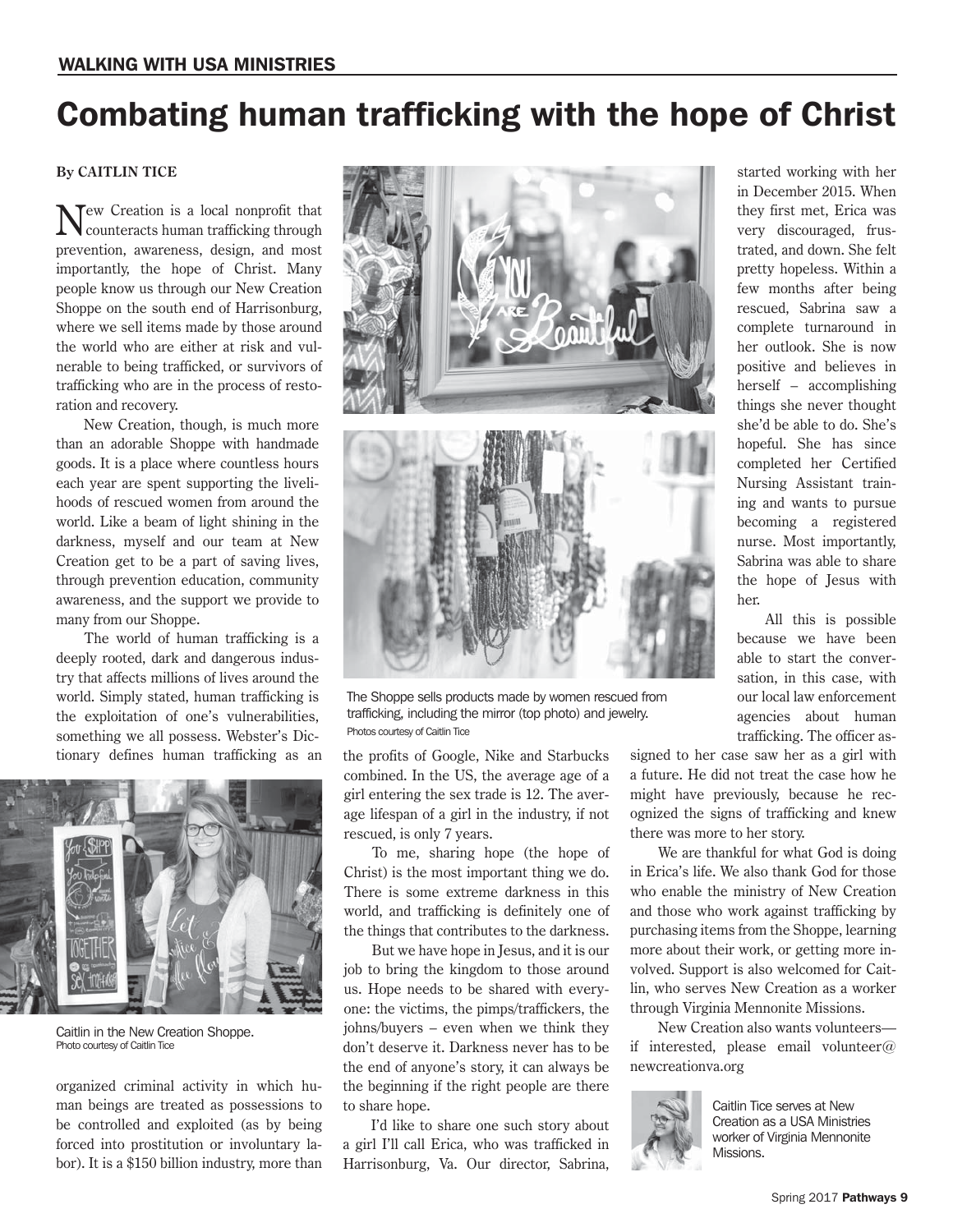WALKING WITH USA MINISTRIES

# Combating human trafficking with the hope of Christ

**By CAITLIN TICE**

New Creation is a local nonprofit that counteracts human trafficking through prevention, awareness, design, and most importantly, the hope of Christ. Many people know us through our New Creation Shoppe on the south end of Harrisonburg, where we sell items made by those around the world who are either at risk and vulnerable to being trafficked, or survivors of trafficking who are in the process of restoration and recovery.

New Creation, though, is much more than an adorable Shoppe with handmade goods. It is a place where countless hours each year are spent supporting the livelihoods of rescued women from around the world. Like a beam of light shining in the darkness, myself and our team at New Creation get to be a part of saving lives, through prevention education, community awareness, and the support we provide to many from our Shoppe.

The world of human trafficking is a deeply rooted, dark and dangerous industry that affects millions of lives around the world. Simply stated, human trafficking is the exploitation of one's vulnerabilities, something we all possess. Webster's Dictionary defines human trafficking as an organized criminal activity in which human beings are treated as possessions to be controlled and exploited (as by being forced into prostitution or involuntary labor). It is a $150 billion industry, more than the profits of Google, Nike and Starbucks combined. In the US, the average age of a girl entering the sex trade is 12. The average lifespan of a girl in the industry, if not rescued, is only 7 years.

Caitlin in the New Creation Shoppe.
Photo courtesy of Caitlin Tice

The Shoppe sells products made by women rescued from trafficking, including the mirror (top photo) and jewelry.
Photos courtesy of Caitlin Tice

To me, sharing hope (the hope of Christ) is the most important thing we do. There is some extreme darkness in this world, and trafficking is definitely one of the things that contributes to the darkness.

But we have hope in Jesus, and it is our job to bring the kingdom to those around us. Hope needs to be shared with everyone: the victims, the pimps/traffickers, the johns/buyers – even when we think they don't deserve it. Darkness never has to be the end of anyone's story, it can always be the beginning if the right people are there to share hope.

I'd like to share one such story about a girl I'll call Erica, who was trafficked in Harrisonburg, Va. Our director, Sabrina, started working with her in December 2015. When they first met, Erica was very discouraged, frustrated, and down. She felt pretty hopeless. Within a few months after being rescued, Sabrina saw a complete turnaround in her outlook. She is now positive and believes in herself – accomplishing things she never thought she'd be able to do. She's hopeful. She has since completed her Certified Nursing Assistant training and wants to pursue becoming a registered nurse. Most importantly, Sabrina was able to share the hope of Jesus with her.

All this is possible because we have been able to start the conversation, in this case, with our local law enforcement agencies about human trafficking. The officer assigned to her case saw her as a girl with a future. He did not treat the case how he might have previously, because he recognized the signs of trafficking and knew there was more to her story.

We are thankful for what God is doing in Erica's life. We also thank God for those who enable the ministry of New Creation and those who work against trafficking by purchasing items from the Shoppe, learning more about their work, or getting more involved. Support is also welcomed for Caitlin, who serves New Creation as a worker through Virginia Mennonite Missions.

New Creation also wants volunteers—if interested, please email volunteer@newcreationva.org

Caitlin Tice serves at New Creation as a USA Ministries worker of Virginia Mennonite Missions.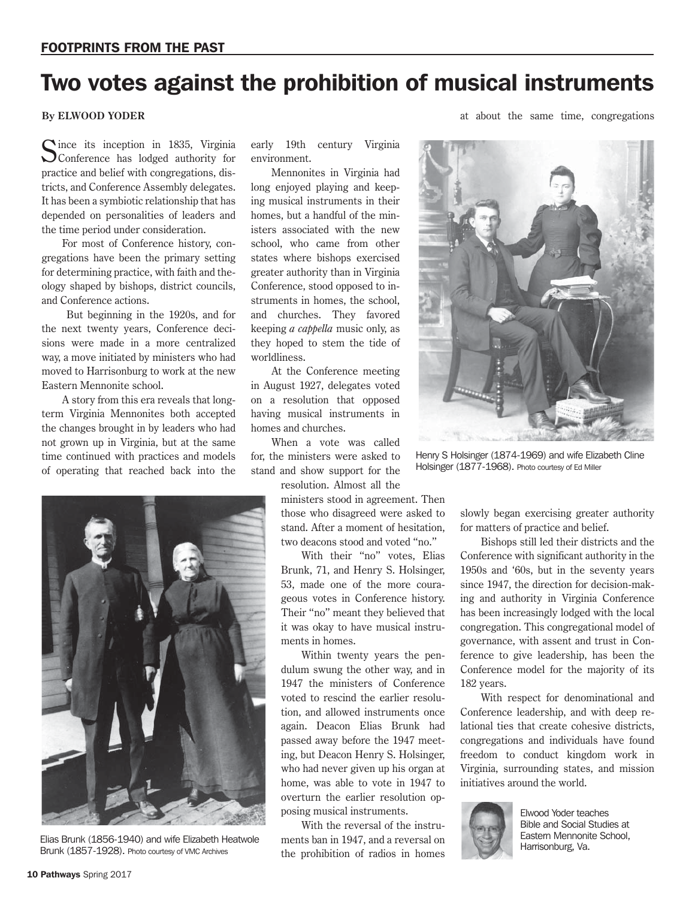FOOTPRINTS FROM THE PAST

# Two votes against the prohibition of musical instruments

**By ELWOOD YODER**

Since its inception in 1835, Virginia Conference has lodged authority for practice and belief with congregations, districts, and Conference Assembly delegates. It has been a symbiotic relationship that has depended on personalities of leaders and the time period under consideration.

For most of Conference history, congregations have been the primary setting for determining practice, with faith and theology shaped by bishops, district councils, and Conference actions.

But beginning in the 1920s, and for the next twenty years, Conference decisions were made in a more centralized way, a move initiated by ministers who had moved to Harrisonburg to work at the new Eastern Mennonite school.

A story from this era reveals that long-term Virginia Mennonites both accepted the changes brought in by leaders who had not grown up in Virginia, but at the same time continued with practices and models of operating that reached back into the early 19th century Virginia environment.

Mennonites in Virginia had long enjoyed playing and keeping musical instruments in their homes, but a handful of the ministers associated with the new school, who came from other states where bishops exercised greater authority than in Virginia Conference, stood opposed to instruments in homes, the school, and churches. They favored keeping *a cappella* music only, as they hoped to stem the tide of worldliness.

At the Conference meeting in August 1927, delegates voted on a resolution that opposed having musical instruments in homes and churches.

When a vote was called for, the ministers were asked to stand and show support for the resolution. Almost all the ministers stood in agreement. Then those who disagreed were asked to stand. After a moment of hesitation, two deacons stood and voted "no."

With their "no" votes, Elias Brunk, 71, and Henry S. Holsinger, 53, made one of the more courageous votes in Conference history. Their "no" meant they believed that it was okay to have musical instruments in homes.

Elias Brunk (1856-1940) and wife Elizabeth Heatwole Brunk (1857-1928). Photo courtesy of VMC Archives

Within twenty years the pendulum swung the other way, and in 1947 the ministers of Conference voted to rescind the earlier resolution, and allowed instruments once again. Deacon Elias Brunk had passed away before the 1947 meeting, but Deacon Henry S. Holsinger, who had never given up his organ at home, was able to vote in 1947 to overturn the earlier resolution opposing musical instruments.

With the reversal of the instruments ban in 1947, and a reversal on the prohibition of radios in homes at about the same time, congregations slowly began exercising greater authority for matters of practice and belief.

Henry S Holsinger (1874-1969) and wife Elizabeth Cline Holsinger (1877-1968). Photo courtesy of Ed Miller

Bishops still led their districts and the Conference with significant authority in the 1950s and '60s, but in the seventy years since 1947, the direction for decision-making and authority in Virginia Conference has been increasingly lodged with the local congregation. This congregational model of governance, with assent and trust in Conference to give leadership, has been the Conference model for the majority of its 182 years.

With respect for denominational and Conference leadership, and with deep relational ties that create cohesive districts, congregations and individuals have found freedom to conduct kingdom work in Virginia, surrounding states, and mission initiatives around the world.

Elwood Yoder teaches Bible and Social Studies at Eastern Mennonite School, Harrisonburg, Va.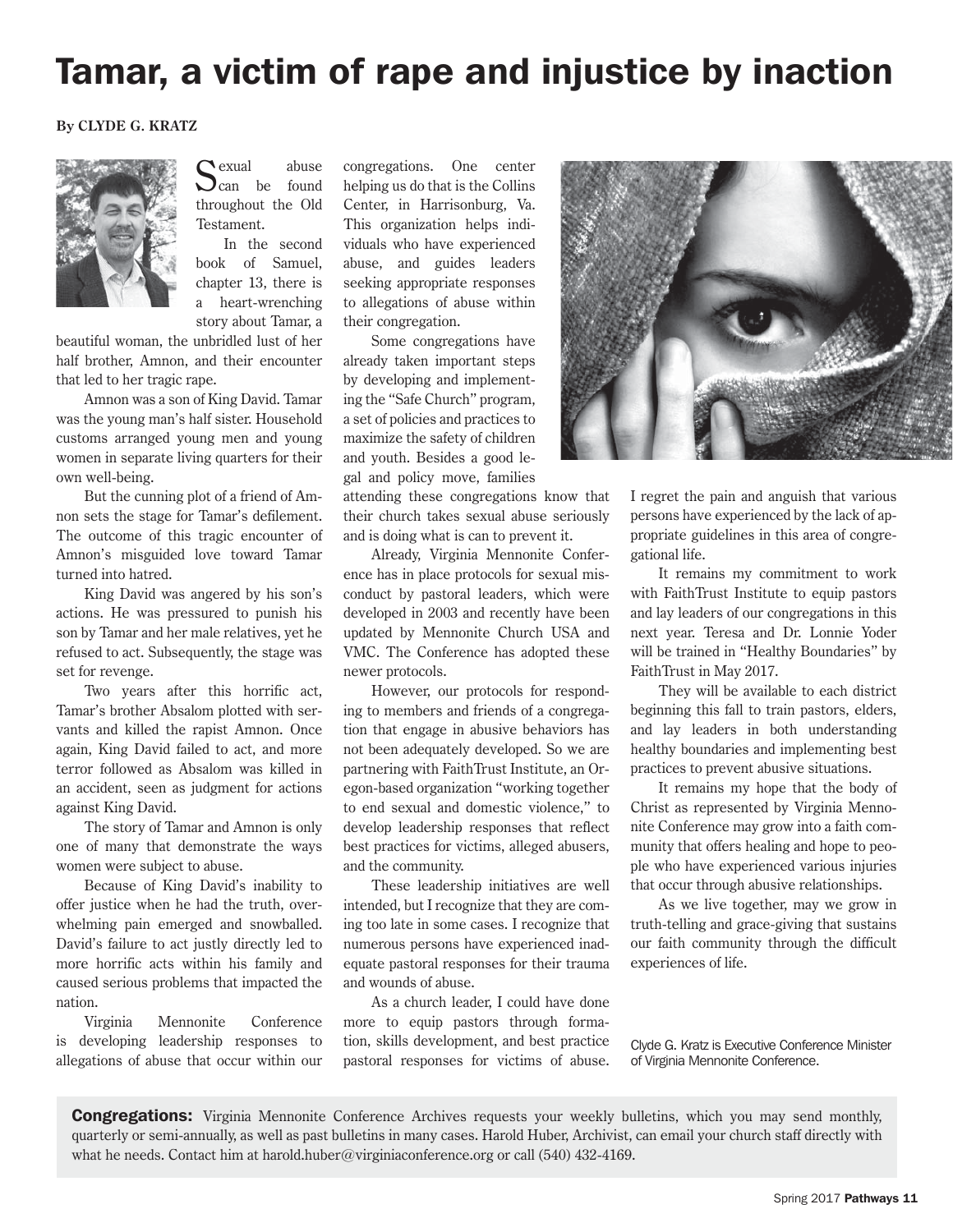# Tamar, a victim of rape and injustice by inaction

**By CLYDE G. KRATZ**

Sexual abuse can be found throughout the Old Testament.

In the second book of Samuel, chapter 13, there is a heart-wrenching story about Tamar, a beautiful woman, the unbridled lust of her half brother, Amnon, and their encounter that led to her tragic rape.

Amnon was a son of King David. Tamar was the young man's half sister. Household customs arranged young men and young women in separate living quarters for their own well-being.

But the cunning plot of a friend of Amnon sets the stage for Tamar's defilement. The outcome of this tragic encounter of Amnon's misguided love toward Tamar turned into hatred.

King David was angered by his son's actions. He was pressured to punish his son by Tamar and her male relatives, yet he refused to act. Subsequently, the stage was set for revenge.

Two years after this horrific act, Tamar's brother Absalom plotted with servants and killed the rapist Amnon. Once again, King David failed to act, and more terror followed as Absalom was killed in an accident, seen as judgment for actions against King David.

The story of Tamar and Amnon is only one of many that demonstrate the ways women were subject to abuse.

Because of King David's inability to offer justice when he had the truth, overwhelming pain emerged and snowballed. David's failure to act justly directly led to more horrific acts within his family and caused serious problems that impacted the nation.

Virginia Mennonite Conference is developing leadership responses to allegations of abuse that occur within our congregations. One center helping us do that is the Collins Center, in Harrisonburg, Va. This organization helps individuals who have experienced abuse, and guides leaders seeking appropriate responses to allegations of abuse within their congregation.

Some congregations have already taken important steps by developing and implementing the "Safe Church" program, a set of policies and practices to maximize the safety of children and youth. Besides a good legal and policy move, families attending these congregations know that their church takes sexual abuse seriously and is doing what is can to prevent it.

Already, Virginia Mennonite Conference has in place protocols for sexual misconduct by pastoral leaders, which were developed in 2003 and recently have been updated by Mennonite Church USA and VMC. The Conference has adopted these newer protocols.

However, our protocols for responding to members and friends of a congregation that engage in abusive behaviors has not been adequately developed. So we are partnering with FaithTrust Institute, an Oregon-based organization "working together to end sexual and domestic violence," to develop leadership responses that reflect best practices for victims, alleged abusers, and the community.

These leadership initiatives are well intended, but I recognize that they are coming too late in some cases. I recognize that numerous persons have experienced inadequate pastoral responses for their trauma and wounds of abuse.

As a church leader, I could have done more to equip pastors through formation, skills development, and best practice pastoral responses for victims of abuse. I regret the pain and anguish that various persons have experienced by the lack of appropriate guidelines in this area of congregational life.

It remains my commitment to work with FaithTrust Institute to equip pastors and lay leaders of our congregations in this next year. Teresa and Dr. Lonnie Yoder will be trained in "Healthy Boundaries" by FaithTrust in May 2017.

They will be available to each district beginning this fall to train pastors, elders, and lay leaders in both understanding healthy boundaries and implementing best practices to prevent abusive situations.

It remains my hope that the body of Christ as represented by Virginia Mennonite Conference may grow into a faith community that offers healing and hope to people who have experienced various injuries that occur through abusive relationships.

As we live together, may we grow in truth-telling and grace-giving that sustains our faith community through the difficult experiences of life.

Clyde G. Kratz is Executive Conference Minister of Virginia Mennonite Conference.

**Congregations:** Virginia Mennonite Conference Archives requests your weekly bulletins, which you may send monthly, quarterly or semi-annually, as well as past bulletins in many cases. Harold Huber, Archivist, can email your church staff directly with what he needs. Contact him at harold.huber@virginiaconference.org or call (540) 432-4169.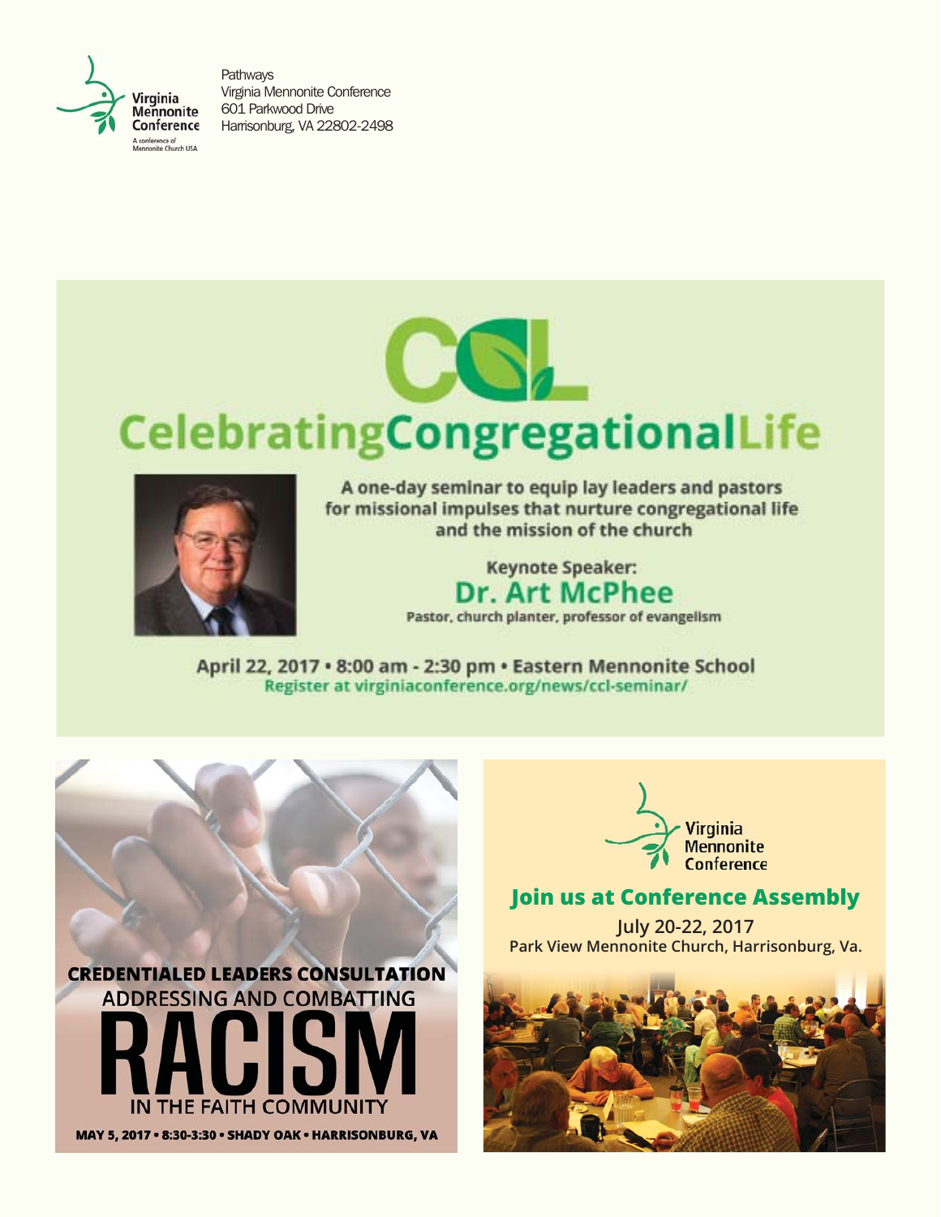Virginia Mennonite Conference

A conference of Mennonite Church USA

Pathways
Virginia Mennonite Conference
601 Parkwood Drive
Harrisonburg, VA 22802-2498

# CCL

# CelebratingCongregationalLife

A one-day seminar to equip lay leaders and pastors for missional impulses that nurture congregational life and the mission of the church

Keynote Speaker:

**Dr. Art McPhee**

Pastor, church planter, professor of evangelism

April 22, 2017 • 8:00 am - 2:30 pm • Eastern Mennonite School

Register at virginiaconference.org/news/ccl-seminar/

**CREDENTIALED LEADERS CONSULTATION**

ADDRESSING AND COMBATTING

# RACISM

IN THE FAITH COMMUNITY

**MAY 5, 2017 • 8:30-3:30 • SHADY OAK • HARRISONBURG, VA**

Virginia Mennonite Conference

## Join us at Conference Assembly

**July 20-22, 2017**

**Park View Mennonite Church, Harrisonburg, Va.**